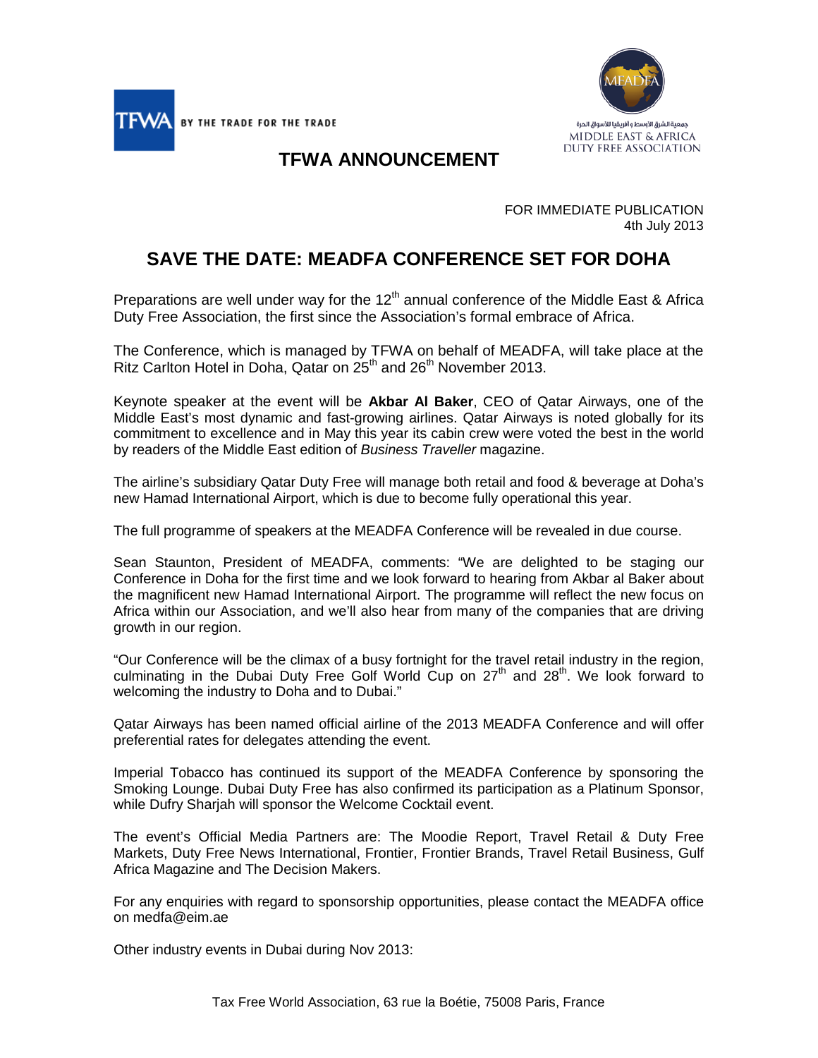TFWA BY THE TRADE FOR THE TRADE

جمعية الشرق الأوسط و أفريقيا للأسواق الحرة
MIDDLE EAST & AFRICA DUTY FREE ASSOCIATION

# TFWA ANNOUNCEMENT

FOR IMMEDIATE PUBLICATION
4th July 2013

## SAVE THE DATE: MEADFA CONFERENCE SET FOR DOHA

Preparations are well under way for the 12th annual conference of the Middle East & Africa Duty Free Association, the first since the Association's formal embrace of Africa.

The Conference, which is managed by TFWA on behalf of MEADFA, will take place at the Ritz Carlton Hotel in Doha, Qatar on 25th and 26th November 2013.

Keynote speaker at the event will be **Akbar Al Baker**, CEO of Qatar Airways, one of the Middle East's most dynamic and fast-growing airlines. Qatar Airways is noted globally for its commitment to excellence and in May this year its cabin crew were voted the best in the world by readers of the Middle East edition of *Business Traveller* magazine.

The airline's subsidiary Qatar Duty Free will manage both retail and food & beverage at Doha's new Hamad International Airport, which is due to become fully operational this year.

The full programme of speakers at the MEADFA Conference will be revealed in due course.

Sean Staunton, President of MEADFA, comments: "We are delighted to be staging our Conference in Doha for the first time and we look forward to hearing from Akbar al Baker about the magnificent new Hamad International Airport. The programme will reflect the new focus on Africa within our Association, and we'll also hear from many of the companies that are driving growth in our region.

"Our Conference will be the climax of a busy fortnight for the travel retail industry in the region, culminating in the Dubai Duty Free Golf World Cup on 27th and 28th. We look forward to welcoming the industry to Doha and to Dubai."

Qatar Airways has been named official airline of the 2013 MEADFA Conference and will offer preferential rates for delegates attending the event.

Imperial Tobacco has continued its support of the MEADFA Conference by sponsoring the Smoking Lounge. Dubai Duty Free has also confirmed its participation as a Platinum Sponsor, while Dufry Sharjah will sponsor the Welcome Cocktail event.

The event's Official Media Partners are: The Moodie Report, Travel Retail & Duty Free Markets, Duty Free News International, Frontier, Frontier Brands, Travel Retail Business, Gulf Africa Magazine and The Decision Makers.

For any enquiries with regard to sponsorship opportunities, please contact the MEADFA office on medfa@eim.ae

Other industry events in Dubai during Nov 2013:

Tax Free World Association, 63 rue la Boétie, 75008 Paris, France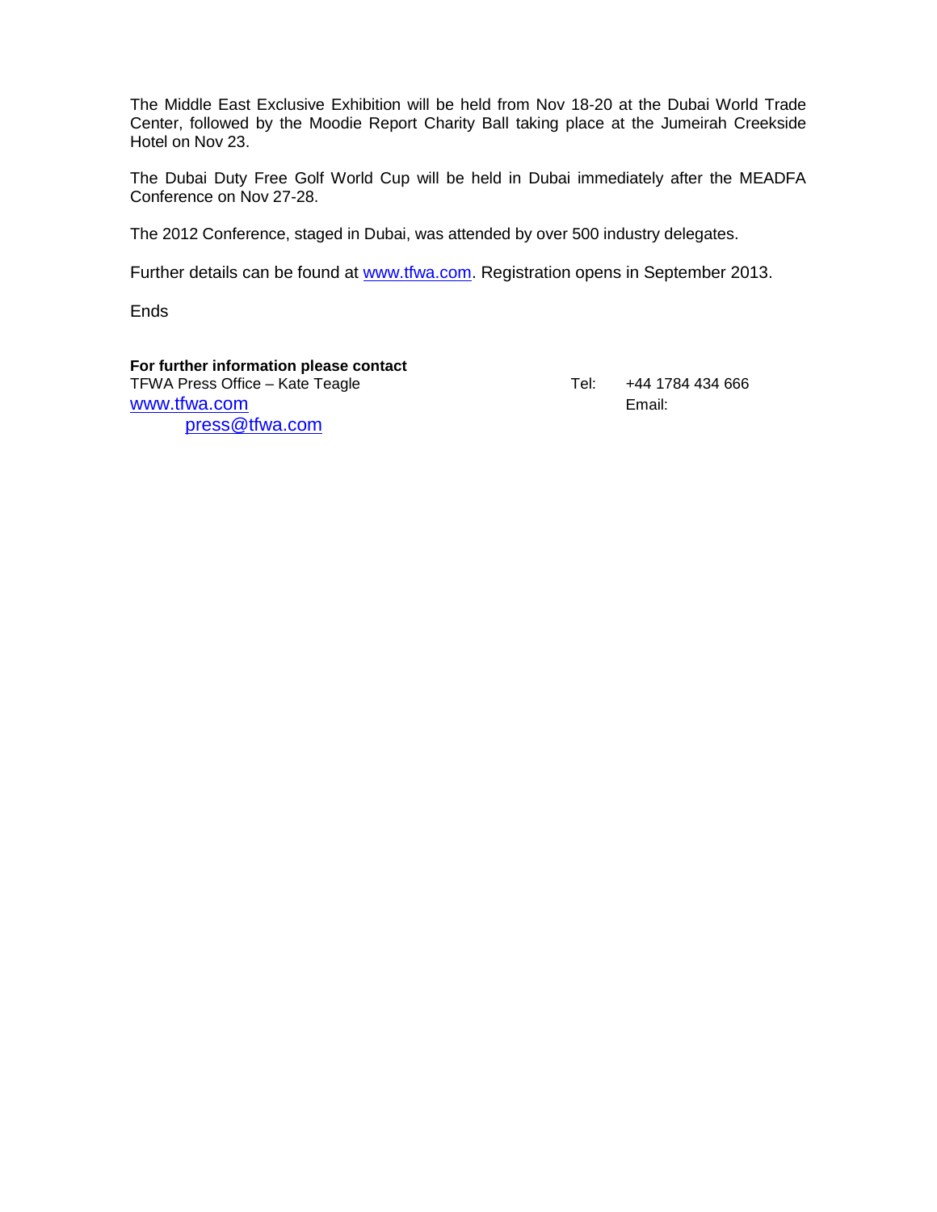The Middle East Exclusive Exhibition will be held from Nov 18-20 at the Dubai World Trade Center, followed by the Moodie Report Charity Ball taking place at the Jumeirah Creekside Hotel on Nov 23.

The Dubai Duty Free Golf World Cup will be held in Dubai immediately after the MEADFA Conference on Nov 27-28.

The 2012 Conference, staged in Dubai, was attended by over 500 industry delegates.

Further details can be found at www.tfwa.com. Registration opens in September 2013.

Ends

**For further information please contact**

TFWA Press Office – Kate Teagle

Tel: +44 1784 434 666

www.tfwa.com

Email: press@tfwa.com